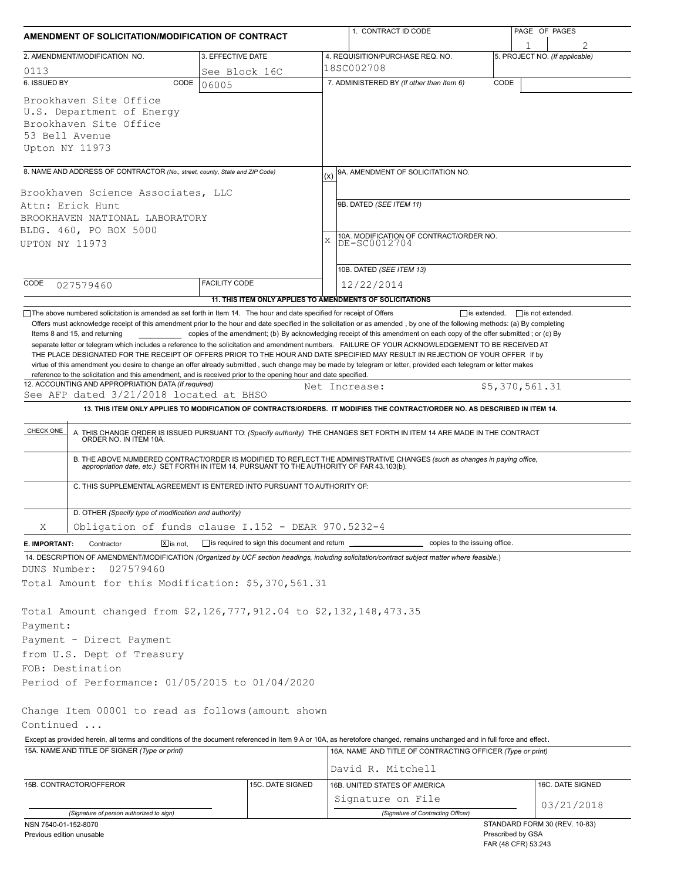# AMENDMENT OF SOLICITATION/MODIFICATION OF CONTRACT

| 1. CONTRACT ID CODE | PAGE OF PAGES |
|---|---|
| | 1 / 2 |

| 2. AMENDMENT/MODIFICATION NO. | 3. EFFECTIVE DATE | 4. REQUISITION/PURCHASE REQ. NO. | 5. PROJECT NO. (If applicable) |
|---|---|---|---|
| 0113 | See Block 16C | 18SC002708 | |

**6. ISSUED BY** CODE 06005

Brookhaven Site Office
U.S. Department of Energy
Brookhaven Site Office
53 Bell Avenue
Upton NY 11973

**7. ADMINISTERED BY** *(If other than Item 6)* CODE

**8. NAME AND ADDRESS OF CONTRACTOR** *(No., street, county, State and ZIP Code)*

Brookhaven Science Associates, LLC
Attn: Erick Hunt
BROOKHAVEN NATIONAL LABORATORY
BLDG. 460, PO BOX 5000
UPTON NY 11973

CODE 027579460 FACILITY CODE

(x) 9A. AMENDMENT OF SOLICITATION NO.

9B. DATED *(SEE ITEM 11)*

X 10A. MODIFICATION OF CONTRACT/ORDER NO. DE-SC0012704

10B. DATED *(SEE ITEM 13)* 12/22/2014

**11. THIS ITEM ONLY APPLIES TO AMENDMENTS OF SOLICITATIONS**

☐ The above numbered solicitation is amended as set forth in Item 14. The hour and date specified for receipt of Offers ☐ is extended, ☐ is not extended.

Offers must acknowledge receipt of this amendment prior to the hour and date specified in the solicitation or as amended , by one of the following methods: (a) By completing Items 8 and 15, and returning \_\_\_\_\_\_\_\_\_\_ copies of the amendment; (b) By acknowledging receipt of this amendment on each copy of the offer submitted ; or (c) By separate letter or telegram which includes a reference to the solicitation and amendment numbers. FAILURE OF YOUR ACKNOWLEDGEMENT TO BE RECEIVED AT THE PLACE DESIGNATED FOR THE RECEIPT OF OFFERS PRIOR TO THE HOUR AND DATE SPECIFIED MAY RESULT IN REJECTION OF YOUR OFFER If by virtue of this amendment you desire to change an offer already submitted , such change may be made by telegram or letter, provided each telegram or letter makes reference to the solicitation and this amendment, and is received prior to the opening hour and date specified.

**12. ACCOUNTING AND APPROPRIATION DATA** *(If required)*
See AFP dated 3/21/2018 located at BHSO    Net Increase: $5,370,561.31

**13. THIS ITEM ONLY APPLIES TO MODIFICATION OF CONTRACTS/ORDERS. IT MODIFIES THE CONTRACT/ORDER NO. AS DESCRIBED IN ITEM 14.**

| CHECK ONE | |
|---|---|
| | A. THIS CHANGE ORDER IS ISSUED PURSUANT TO: *(Specify authority)* THE CHANGES SET FORTH IN ITEM 14 ARE MADE IN THE CONTRACT ORDER NO. IN ITEM 10A. |
| | B. THE ABOVE NUMBERED CONTRACT/ORDER IS MODIFIED TO REFLECT THE ADMINISTRATIVE CHANGES *(such as changes in paying office, appropriation date, etc.)* SET FORTH IN ITEM 14, PURSUANT TO THE AUTHORITY OF FAR 43.103(b). |
| | C. THIS SUPPLEMENTAL AGREEMENT IS ENTERED INTO PURSUANT TO AUTHORITY OF: |
| X | D. OTHER *(Specify type of modification and authority)* Obligation of funds clause I.152 - DEAR 970.5232-4 |

**E. IMPORTANT:** Contractor ☒ is not, ☐ is required to sign this document and return \_\_\_\_\_\_\_\_\_\_ copies to the issuing office.

**14. DESCRIPTION OF AMENDMENT/MODIFICATION** *(Organized by UCF section headings, including solicitation/contract subject matter where feasible.)*

DUNS Number: 027579460
Total Amount for this Modification: $5,370,561.31

Total Amount changed from $2,126,777,912.04 to $2,132,148,473.35
Payment:
Payment - Direct Payment
from U.S. Dept of Treasury
FOB: Destination
Period of Performance: 01/05/2015 to 01/04/2020

Change Item 00001 to read as follows(amount shown
Continued ...

Except as provided herein, all terms and conditions of the document referenced in Item 9 A or 10A, as heretofore changed, remains unchanged and in full force and effect.

| 15A. NAME AND TITLE OF SIGNER (Type or print) | | 16A. NAME AND TITLE OF CONTRACTING OFFICER (Type or print) | |
|---|---|---|---|
| | | David R. Mitchell | |
| **15B. CONTRACTOR/OFFEROR** | **15C. DATE SIGNED** | **16B. UNITED STATES OF AMERICA** | **16C. DATE SIGNED** |
| (Signature of person authorized to sign) | | Signature on File (Signature of Contracting Officer) | 03/21/2018 |

NSN 7540-01-152-8070
Previous edition unusable

STANDARD FORM 30 (REV. 10-83)
Prescribed by GSA
FAR (48 CFR) 53.243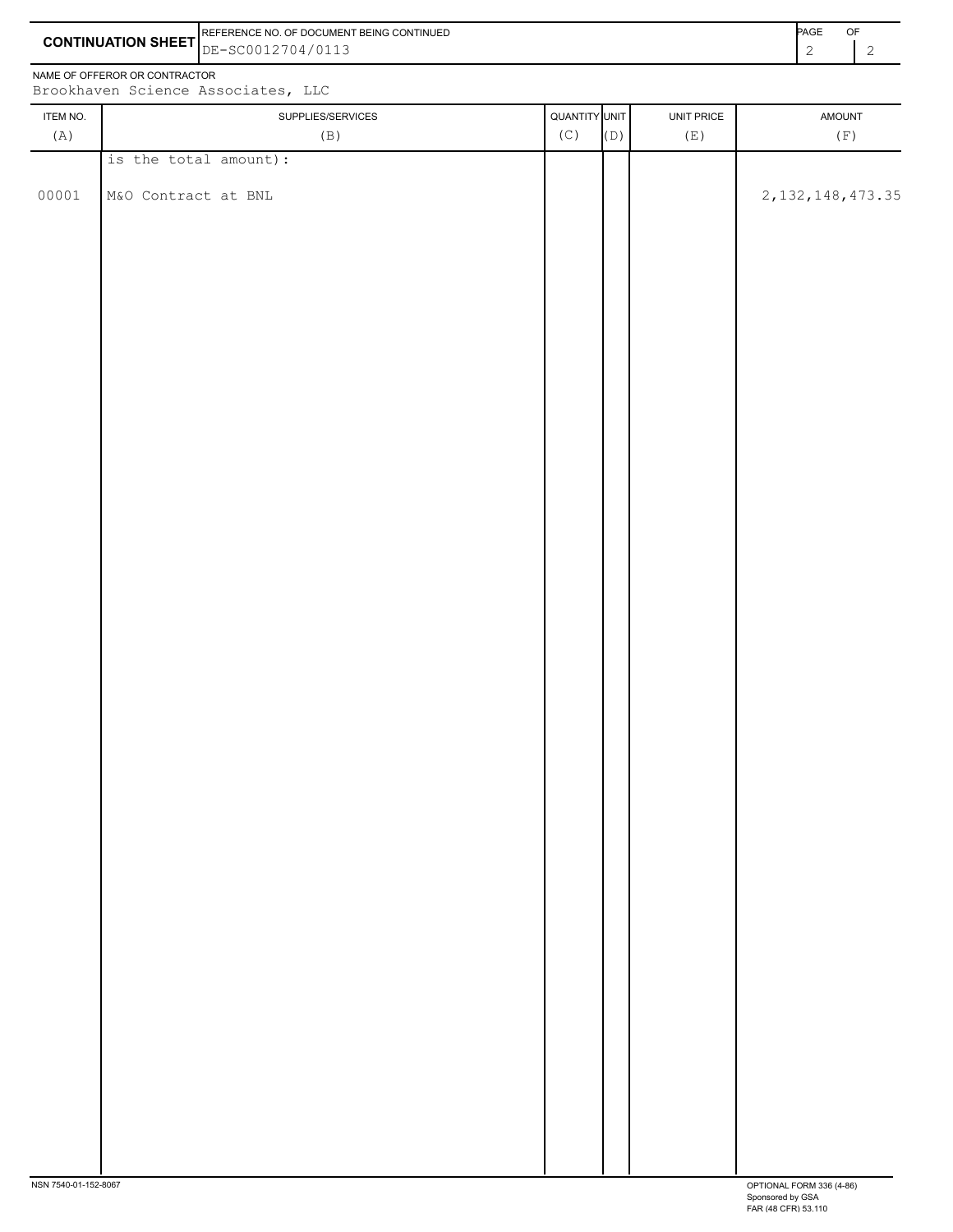**CONTINUATION SHEET**

REFERENCE NO. OF DOCUMENT BEING CONTINUED: DE-SC0012704/0113

NAME OF OFFEROR OR CONTRACTOR: Brookhaven Science Associates, LLC

| ITEM NO. (A) | SUPPLIES/SERVICES (B) | QUANTITY (C) | UNIT (D) | UNIT PRICE (E) | AMOUNT (F) |
|---|---|---|---|---|---|
| | is the total amount): | | | | |
| 00001 | M&O Contract at BNL | | | | 2,132,148,473.35 |

NSN 7540-01-152-8067

OPTIONAL FORM 336 (4-86)
Sponsored by GSA
FAR (48 CFR) 53.110